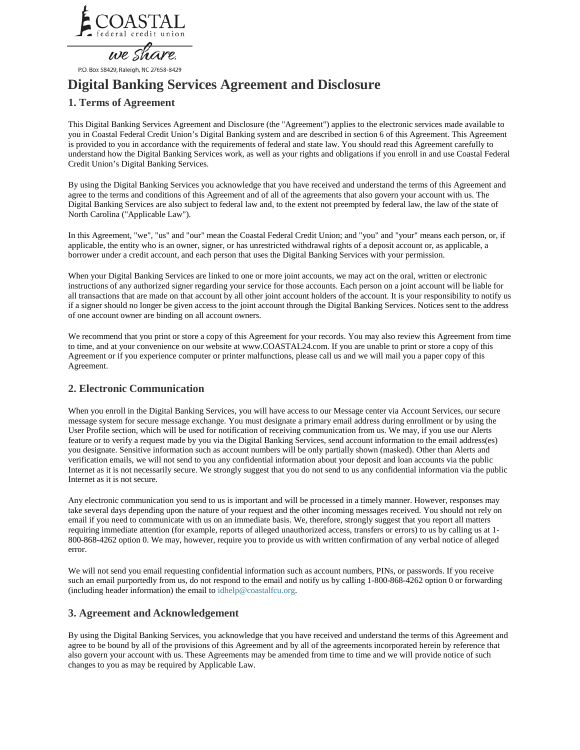COASTAL federal credit union

we share.

P.O. Box 58429, Raleigh, NC 27658-8429

# Digital Banking Services Agreement and Disclosure

## 1. Terms of Agreement

This Digital Banking Services Agreement and Disclosure (the "Agreement") applies to the electronic services made available to you in Coastal Federal Credit Union's Digital Banking system and are described in section 6 of this Agreement. This Agreement is provided to you in accordance with the requirements of federal and state law. You should read this Agreement carefully to understand how the Digital Banking Services work, as well as your rights and obligations if you enroll in and use Coastal Federal Credit Union's Digital Banking Services.

By using the Digital Banking Services you acknowledge that you have received and understand the terms of this Agreement and agree to the terms and conditions of this Agreement and of all of the agreements that also govern your account with us. The Digital Banking Services are also subject to federal law and, to the extent not preempted by federal law, the law of the state of North Carolina ("Applicable Law").

In this Agreement, "we", "us" and "our" mean the Coastal Federal Credit Union; and "you" and "your" means each person, or, if applicable, the entity who is an owner, signer, or has unrestricted withdrawal rights of a deposit account or, as applicable, a borrower under a credit account, and each person that uses the Digital Banking Services with your permission.

When your Digital Banking Services are linked to one or more joint accounts, we may act on the oral, written or electronic instructions of any authorized signer regarding your service for those accounts. Each person on a joint account will be liable for all transactions that are made on that account by all other joint account holders of the account. It is your responsibility to notify us if a signer should no longer be given access to the joint account through the Digital Banking Services. Notices sent to the address of one account owner are binding on all account owners.

We recommend that you print or store a copy of this Agreement for your records. You may also review this Agreement from time to time, and at your convenience on our website at www.COASTAL24.com. If you are unable to print or store a copy of this Agreement or if you experience computer or printer malfunctions, please call us and we will mail you a paper copy of this Agreement.

## 2. Electronic Communication

When you enroll in the Digital Banking Services, you will have access to our Message center via Account Services, our secure message system for secure message exchange. You must designate a primary email address during enrollment or by using the User Profile section, which will be used for notification of receiving communication from us. We may, if you use our Alerts feature or to verify a request made by you via the Digital Banking Services, send account information to the email address(es) you designate. Sensitive information such as account numbers will be only partially shown (masked). Other than Alerts and verification emails, we will not send to you any confidential information about your deposit and loan accounts via the public Internet as it is not necessarily secure. We strongly suggest that you do not send to us any confidential information via the public Internet as it is not secure.

Any electronic communication you send to us is important and will be processed in a timely manner. However, responses may take several days depending upon the nature of your request and the other incoming messages received. You should not rely on email if you need to communicate with us on an immediate basis. We, therefore, strongly suggest that you report all matters requiring immediate attention (for example, reports of alleged unauthorized access, transfers or errors) to us by calling us at 1-800-868-4262 option 0. We may, however, require you to provide us with written confirmation of any verbal notice of alleged error.

We will not send you email requesting confidential information such as account numbers, PINs, or passwords. If you receive such an email purportedly from us, do not respond to the email and notify us by calling 1-800-868-4262 option 0 or forwarding (including header information) the email to idhelp@coastalfcu.org.

## 3. Agreement and Acknowledgement

By using the Digital Banking Services, you acknowledge that you have received and understand the terms of this Agreement and agree to be bound by all of the provisions of this Agreement and by all of the agreements incorporated herein by reference that also govern your account with us. These Agreements may be amended from time to time and we will provide notice of such changes to you as may be required by Applicable Law.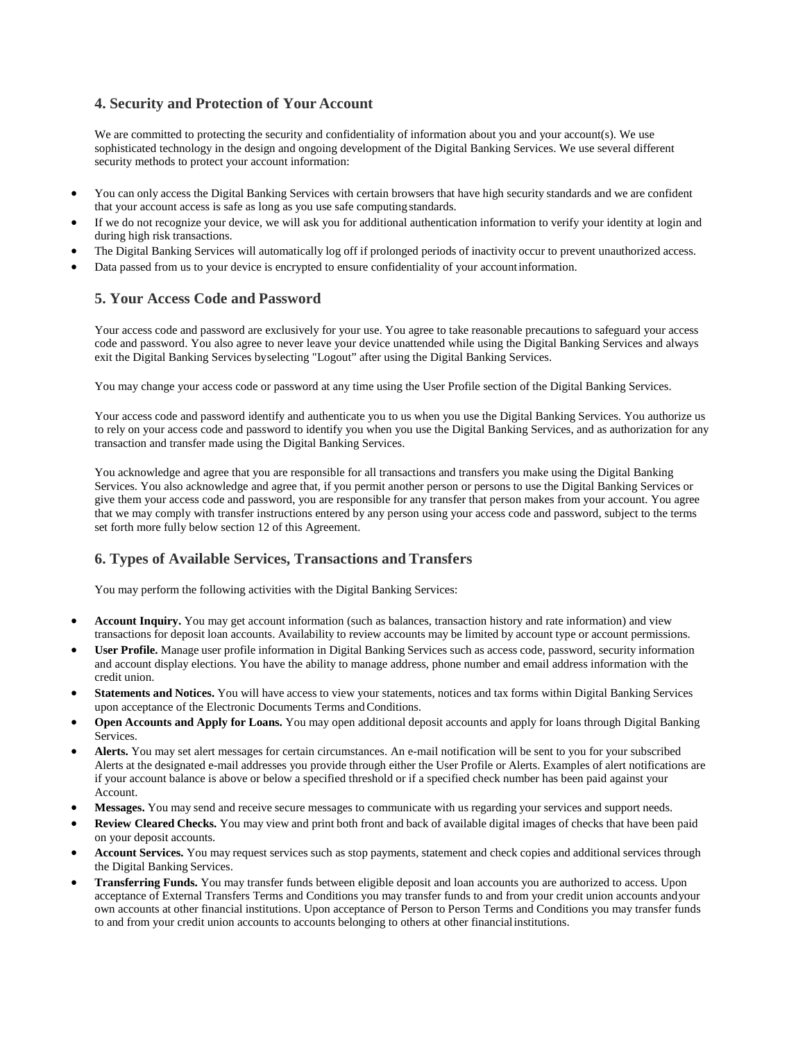## 4. Security and Protection of Your Account

We are committed to protecting the security and confidentiality of information about you and your account(s). We use sophisticated technology in the design and ongoing development of the Digital Banking Services. We use several different security methods to protect your account information:

- You can only access the Digital Banking Services with certain browsers that have high security standards and we are confident that your account access is safe as long as you use safe computing standards.
- If we do not recognize your device, we will ask you for additional authentication information to verify your identity at login and during high risk transactions.
- The Digital Banking Services will automatically log off if prolonged periods of inactivity occur to prevent unauthorized access.
- Data passed from us to your device is encrypted to ensure confidentiality of your account information.

## 5. Your Access Code and Password

Your access code and password are exclusively for your use. You agree to take reasonable precautions to safeguard your access code and password. You also agree to never leave your device unattended while using the Digital Banking Services and always exit the Digital Banking Services by selecting "Logout" after using the Digital Banking Services.

You may change your access code or password at any time using the User Profile section of the Digital Banking Services.

Your access code and password identify and authenticate you to us when you use the Digital Banking Services. You authorize us to rely on your access code and password to identify you when you use the Digital Banking Services, and as authorization for any transaction and transfer made using the Digital Banking Services.

You acknowledge and agree that you are responsible for all transactions and transfers you make using the Digital Banking Services. You also acknowledge and agree that, if you permit another person or persons to use the Digital Banking Services or give them your access code and password, you are responsible for any transfer that person makes from your account. You agree that we may comply with transfer instructions entered by any person using your access code and password, subject to the terms set forth more fully below section 12 of this Agreement.

## 6. Types of Available Services, Transactions and Transfers

You may perform the following activities with the Digital Banking Services:

- **Account Inquiry.** You may get account information (such as balances, transaction history and rate information) and view transactions for deposit loan accounts. Availability to review accounts may be limited by account type or account permissions.
- **User Profile.** Manage user profile information in Digital Banking Services such as access code, password, security information and account display elections. You have the ability to manage address, phone number and email address information with the credit union.
- **Statements and Notices.** You will have access to view your statements, notices and tax forms within Digital Banking Services upon acceptance of the Electronic Documents Terms and Conditions.
- **Open Accounts and Apply for Loans.** You may open additional deposit accounts and apply for loans through Digital Banking Services.
- **Alerts.** You may set alert messages for certain circumstances. An e-mail notification will be sent to you for your subscribed Alerts at the designated e-mail addresses you provide through either the User Profile or Alerts. Examples of alert notifications are if your account balance is above or below a specified threshold or if a specified check number has been paid against your Account.
- **Messages.** You may send and receive secure messages to communicate with us regarding your services and support needs.
- **Review Cleared Checks.** You may view and print both front and back of available digital images of checks that have been paid on your deposit accounts.
- **Account Services.** You may request services such as stop payments, statement and check copies and additional services through the Digital Banking Services.
- **Transferring Funds.** You may transfer funds between eligible deposit and loan accounts you are authorized to access. Upon acceptance of External Transfers Terms and Conditions you may transfer funds to and from your credit union accounts and your own accounts at other financial institutions. Upon acceptance of Person to Person Terms and Conditions you may transfer funds to and from your credit union accounts to accounts belonging to others at other financial institutions.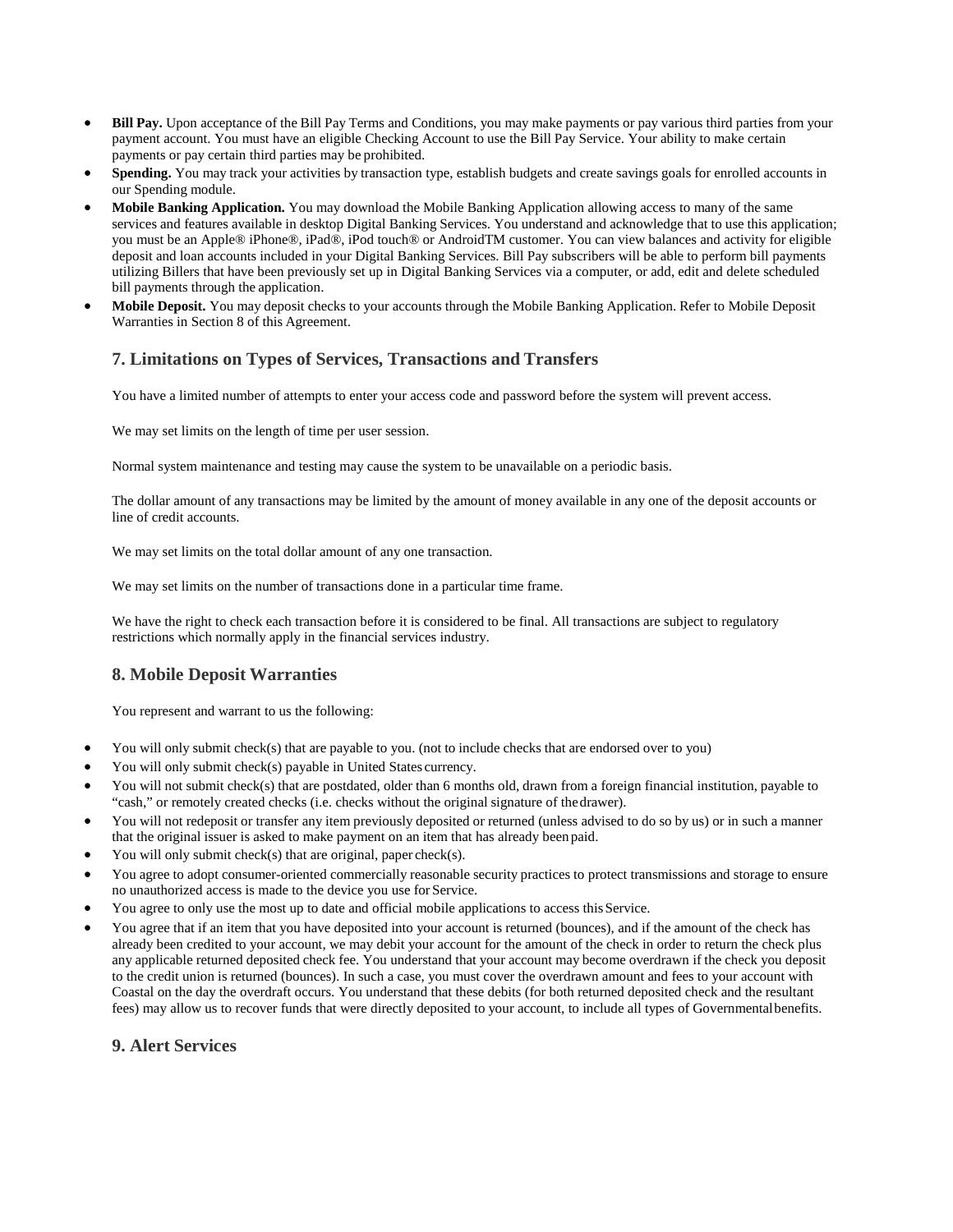- **Bill Pay.** Upon acceptance of the Bill Pay Terms and Conditions, you may make payments or pay various third parties from your payment account. You must have an eligible Checking Account to use the Bill Pay Service. Your ability to make certain payments or pay certain third parties may be prohibited.
- **Spending.** You may track your activities by transaction type, establish budgets and create savings goals for enrolled accounts in our Spending module.
- **Mobile Banking Application.** You may download the Mobile Banking Application allowing access to many of the same services and features available in desktop Digital Banking Services. You understand and acknowledge that to use this application; you must be an Apple® iPhone®, iPad®, iPod touch® or AndroidTM customer. You can view balances and activity for eligible deposit and loan accounts included in your Digital Banking Services. Bill Pay subscribers will be able to perform bill payments utilizing Billers that have been previously set up in Digital Banking Services via a computer, or add, edit and delete scheduled bill payments through the application.
- **Mobile Deposit.** You may deposit checks to your accounts through the Mobile Banking Application. Refer to Mobile Deposit Warranties in Section 8 of this Agreement.

## 7. Limitations on Types of Services, Transactions and Transfers

You have a limited number of attempts to enter your access code and password before the system will prevent access.

We may set limits on the length of time per user session.

Normal system maintenance and testing may cause the system to be unavailable on a periodic basis.

The dollar amount of any transactions may be limited by the amount of money available in any one of the deposit accounts or line of credit accounts.

We may set limits on the total dollar amount of any one transaction.

We may set limits on the number of transactions done in a particular time frame.

We have the right to check each transaction before it is considered to be final. All transactions are subject to regulatory restrictions which normally apply in the financial services industry.

## 8. Mobile Deposit Warranties

You represent and warrant to us the following:

- You will only submit check(s) that are payable to you. (not to include checks that are endorsed over to you)
- You will only submit check(s) payable in United States currency.
- You will not submit check(s) that are postdated, older than 6 months old, drawn from a foreign financial institution, payable to "cash," or remotely created checks (i.e. checks without the original signature of the drawer).
- You will not redeposit or transfer any item previously deposited or returned (unless advised to do so by us) or in such a manner that the original issuer is asked to make payment on an item that has already been paid.
- You will only submit check(s) that are original, paper check(s).
- You agree to adopt consumer-oriented commercially reasonable security practices to protect transmissions and storage to ensure no unauthorized access is made to the device you use for Service.
- You agree to only use the most up to date and official mobile applications to access this Service.
- You agree that if an item that you have deposited into your account is returned (bounces), and if the amount of the check has already been credited to your account, we may debit your account for the amount of the check in order to return the check plus any applicable returned deposited check fee. You understand that your account may become overdrawn if the check you deposit to the credit union is returned (bounces). In such a case, you must cover the overdrawn amount and fees to your account with Coastal on the day the overdraft occurs. You understand that these debits (for both returned deposited check and the resultant fees) may allow us to recover funds that were directly deposited to your account, to include all types of Governmental benefits.

## 9. Alert Services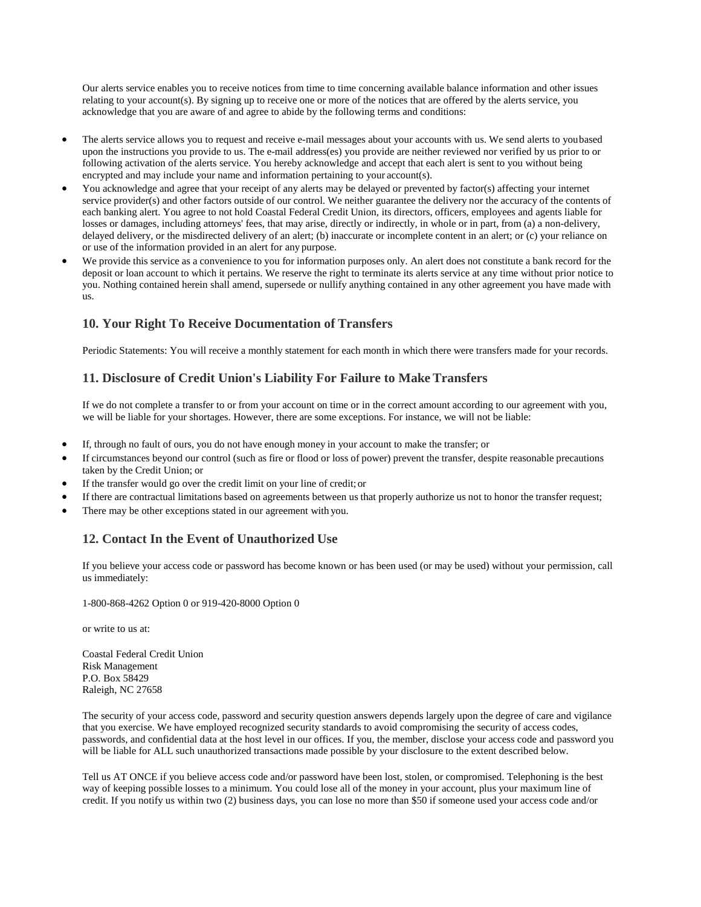Our alerts service enables you to receive notices from time to time concerning available balance information and other issues relating to your account(s). By signing up to receive one or more of the notices that are offered by the alerts service, you acknowledge that you are aware of and agree to abide by the following terms and conditions:

- The alerts service allows you to request and receive e-mail messages about your accounts with us. We send alerts to you based upon the instructions you provide to us. The e-mail address(es) you provide are neither reviewed nor verified by us prior to or following activation of the alerts service. You hereby acknowledge and accept that each alert is sent to you without being encrypted and may include your name and information pertaining to your account(s).
- You acknowledge and agree that your receipt of any alerts may be delayed or prevented by factor(s) affecting your internet service provider(s) and other factors outside of our control. We neither guarantee the delivery nor the accuracy of the contents of each banking alert. You agree to not hold Coastal Federal Credit Union, its directors, officers, employees and agents liable for losses or damages, including attorneys' fees, that may arise, directly or indirectly, in whole or in part, from (a) a non-delivery, delayed delivery, or the misdirected delivery of an alert; (b) inaccurate or incomplete content in an alert; or (c) your reliance on or use of the information provided in an alert for any purpose.
- We provide this service as a convenience to you for information purposes only. An alert does not constitute a bank record for the deposit or loan account to which it pertains. We reserve the right to terminate its alerts service at any time without prior notice to you. Nothing contained herein shall amend, supersede or nullify anything contained in any other agreement you have made with us.

### 10. Your Right To Receive Documentation of Transfers

Periodic Statements: You will receive a monthly statement for each month in which there were transfers made for your records.

### 11. Disclosure of Credit Union's Liability For Failure to Make Transfers

If we do not complete a transfer to or from your account on time or in the correct amount according to our agreement with you, we will be liable for your shortages. However, there are some exceptions. For instance, we will not be liable:

- If, through no fault of ours, you do not have enough money in your account to make the transfer; or
- If circumstances beyond our control (such as fire or flood or loss of power) prevent the transfer, despite reasonable precautions taken by the Credit Union; or
- If the transfer would go over the credit limit on your line of credit; or
- If there are contractual limitations based on agreements between us that properly authorize us not to honor the transfer request;
- There may be other exceptions stated in our agreement with you.

### 12. Contact In the Event of Unauthorized Use

If you believe your access code or password has become known or has been used (or may be used) without your permission, call us immediately:

1-800-868-4262 Option 0 or 919-420-8000 Option 0

or write to us at:

Coastal Federal Credit Union
Risk Management
P.O. Box 58429
Raleigh, NC 27658

The security of your access code, password and security question answers depends largely upon the degree of care and vigilance that you exercise. We have employed recognized security standards to avoid compromising the security of access codes, passwords, and confidential data at the host level in our offices. If you, the member, disclose your access code and password you will be liable for ALL such unauthorized transactions made possible by your disclosure to the extent described below.

Tell us AT ONCE if you believe access code and/or password have been lost, stolen, or compromised. Telephoning is the best way of keeping possible losses to a minimum. You could lose all of the money in your account, plus your maximum line of credit. If you notify us within two (2) business days, you can lose no more than $50 if someone used your access code and/or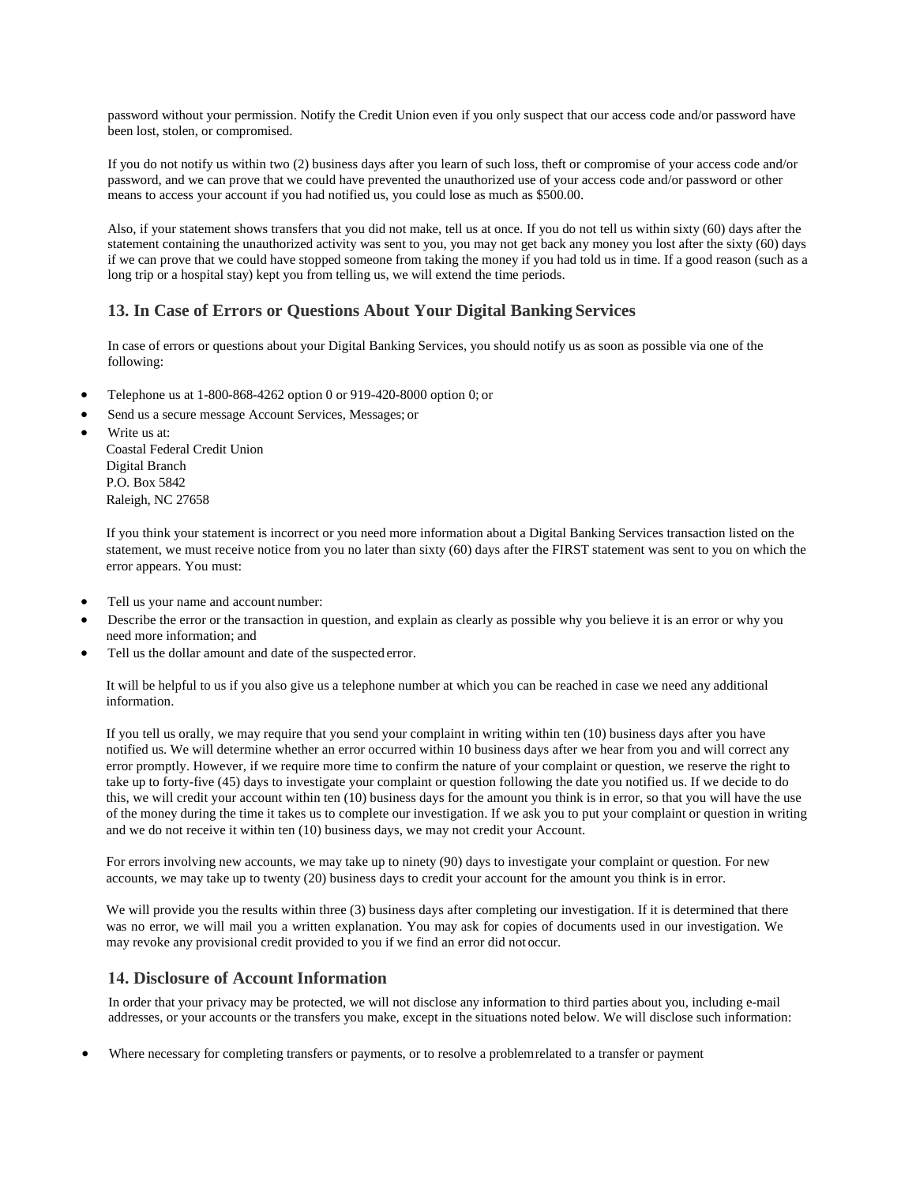password without your permission. Notify the Credit Union even if you only suspect that our access code and/or password have been lost, stolen, or compromised.

If you do not notify us within two (2) business days after you learn of such loss, theft or compromise of your access code and/or password, and we can prove that we could have prevented the unauthorized use of your access code and/or password or other means to access your account if you had notified us, you could lose as much as $500.00.

Also, if your statement shows transfers that you did not make, tell us at once. If you do not tell us within sixty (60) days after the statement containing the unauthorized activity was sent to you, you may not get back any money you lost after the sixty (60) days if we can prove that we could have stopped someone from taking the money if you had told us in time. If a good reason (such as a long trip or a hospital stay) kept you from telling us, we will extend the time periods.

## 13. In Case of Errors or Questions About Your Digital Banking Services

In case of errors or questions about your Digital Banking Services, you should notify us as soon as possible via one of the following:

- Telephone us at 1-800-868-4262 option 0 or 919-420-8000 option 0; or
- Send us a secure message Account Services, Messages; or
- Write us at:
  Coastal Federal Credit Union
  Digital Branch
  P.O. Box 5842
  Raleigh, NC 27658

If you think your statement is incorrect or you need more information about a Digital Banking Services transaction listed on the statement, we must receive notice from you no later than sixty (60) days after the FIRST statement was sent to you on which the error appears. You must:

- Tell us your name and account number:
- Describe the error or the transaction in question, and explain as clearly as possible why you believe it is an error or why you need more information; and
- Tell us the dollar amount and date of the suspected error.

It will be helpful to us if you also give us a telephone number at which you can be reached in case we need any additional information.

If you tell us orally, we may require that you send your complaint in writing within ten (10) business days after you have notified us. We will determine whether an error occurred within 10 business days after we hear from you and will correct any error promptly. However, if we require more time to confirm the nature of your complaint or question, we reserve the right to take up to forty-five (45) days to investigate your complaint or question following the date you notified us. If we decide to do this, we will credit your account within ten (10) business days for the amount you think is in error, so that you will have the use of the money during the time it takes us to complete our investigation. If we ask you to put your complaint or question in writing and we do not receive it within ten (10) business days, we may not credit your Account.

For errors involving new accounts, we may take up to ninety (90) days to investigate your complaint or question. For new accounts, we may take up to twenty (20) business days to credit your account for the amount you think is in error.

We will provide you the results within three (3) business days after completing our investigation. If it is determined that there was no error, we will mail you a written explanation. You may ask for copies of documents used in our investigation. We may revoke any provisional credit provided to you if we find an error did not occur.

## 14. Disclosure of Account Information

In order that your privacy may be protected, we will not disclose any information to third parties about you, including e-mail addresses, or your accounts or the transfers you make, except in the situations noted below. We will disclose such information:

- Where necessary for completing transfers or payments, or to resolve a problem related to a transfer or payment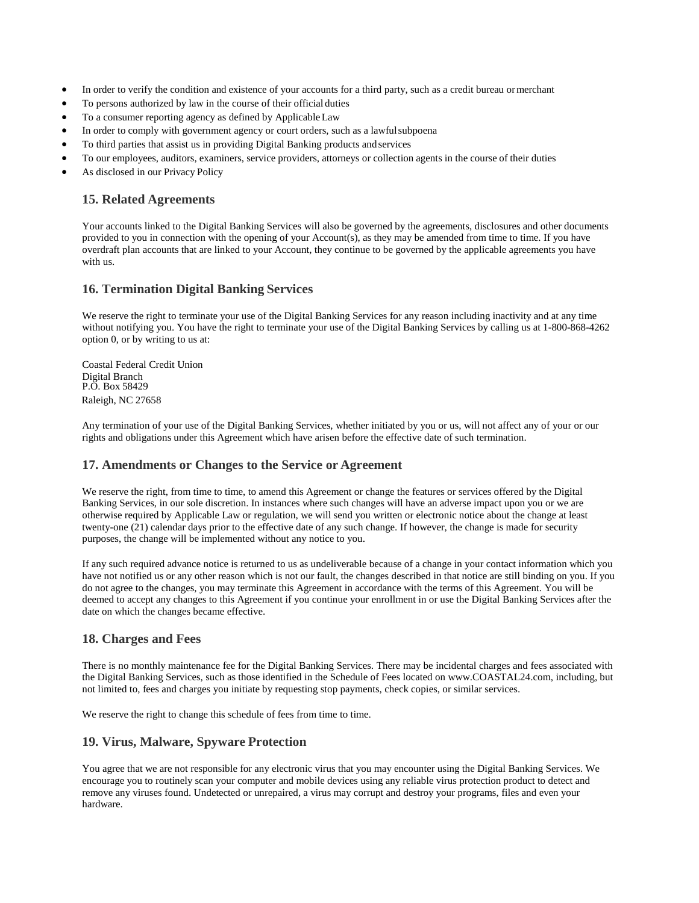- In order to verify the condition and existence of your accounts for a third party, such as a credit bureau or merchant
- To persons authorized by law in the course of their official duties
- To a consumer reporting agency as defined by Applicable Law
- In order to comply with government agency or court orders, such as a lawful subpoena
- To third parties that assist us in providing Digital Banking products and services
- To our employees, auditors, examiners, service providers, attorneys or collection agents in the course of their duties
- As disclosed in our Privacy Policy

## 15. Related Agreements

Your accounts linked to the Digital Banking Services will also be governed by the agreements, disclosures and other documents provided to you in connection with the opening of your Account(s), as they may be amended from time to time. If you have overdraft plan accounts that are linked to your Account, they continue to be governed by the applicable agreements you have with us.

## 16. Termination Digital Banking Services

We reserve the right to terminate your use of the Digital Banking Services for any reason including inactivity and at any time without notifying you. You have the right to terminate your use of the Digital Banking Services by calling us at 1-800-868-4262 option 0, or by writing to us at:

Coastal Federal Credit Union
Digital Branch
P.O. Box 58429
Raleigh, NC 27658

Any termination of your use of the Digital Banking Services, whether initiated by you or us, will not affect any of your or our rights and obligations under this Agreement which have arisen before the effective date of such termination.

## 17. Amendments or Changes to the Service or Agreement

We reserve the right, from time to time, to amend this Agreement or change the features or services offered by the Digital Banking Services, in our sole discretion. In instances where such changes will have an adverse impact upon you or we are otherwise required by Applicable Law or regulation, we will send you written or electronic notice about the change at least twenty-one (21) calendar days prior to the effective date of any such change. If however, the change is made for security purposes, the change will be implemented without any notice to you.

If any such required advance notice is returned to us as undeliverable because of a change in your contact information which you have not notified us or any other reason which is not our fault, the changes described in that notice are still binding on you. If you do not agree to the changes, you may terminate this Agreement in accordance with the terms of this Agreement. You will be deemed to accept any changes to this Agreement if you continue your enrollment in or use the Digital Banking Services after the date on which the changes became effective.

## 18. Charges and Fees

There is no monthly maintenance fee for the Digital Banking Services. There may be incidental charges and fees associated with the Digital Banking Services, such as those identified in the Schedule of Fees located on www.COASTAL24.com, including, but not limited to, fees and charges you initiate by requesting stop payments, check copies, or similar services.

We reserve the right to change this schedule of fees from time to time.

## 19. Virus, Malware, Spyware Protection

You agree that we are not responsible for any electronic virus that you may encounter using the Digital Banking Services. We encourage you to routinely scan your computer and mobile devices using any reliable virus protection product to detect and remove any viruses found. Undetected or unrepaired, a virus may corrupt and destroy your programs, files and even your hardware.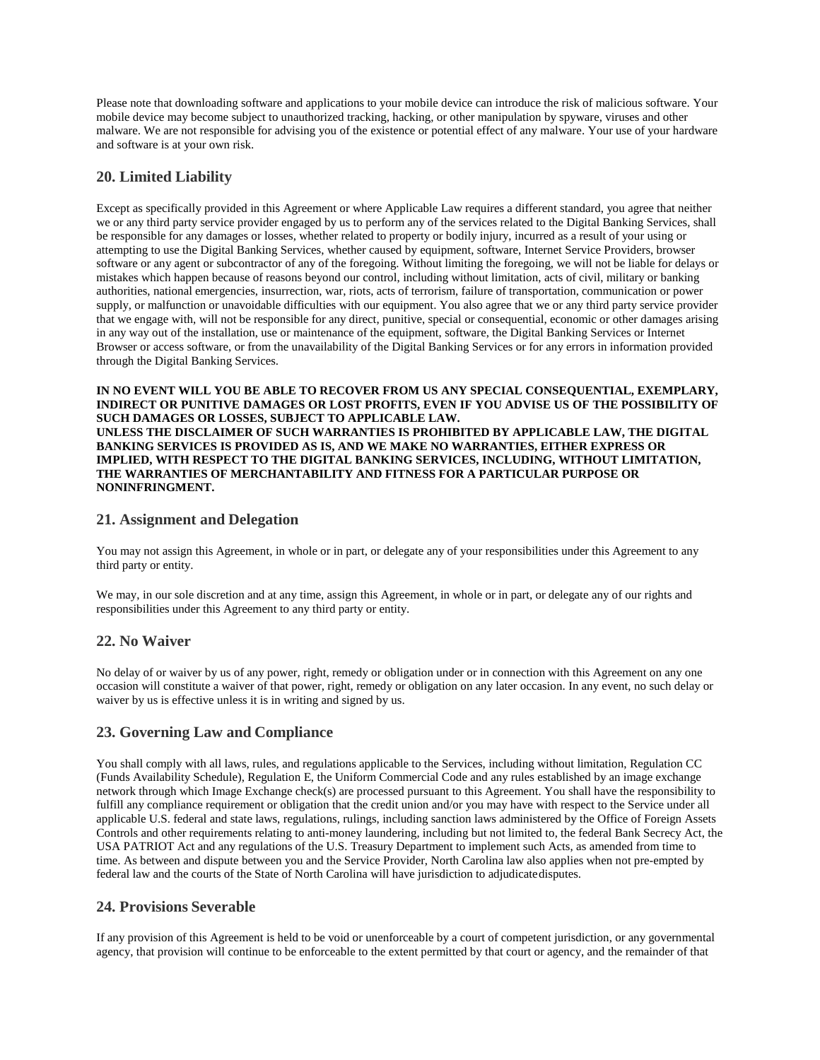Please note that downloading software and applications to your mobile device can introduce the risk of malicious software. Your mobile device may become subject to unauthorized tracking, hacking, or other manipulation by spyware, viruses and other malware. We are not responsible for advising you of the existence or potential effect of any malware. Your use of your hardware and software is at your own risk.

## 20. Limited Liability

Except as specifically provided in this Agreement or where Applicable Law requires a different standard, you agree that neither we or any third party service provider engaged by us to perform any of the services related to the Digital Banking Services, shall be responsible for any damages or losses, whether related to property or bodily injury, incurred as a result of your using or attempting to use the Digital Banking Services, whether caused by equipment, software, Internet Service Providers, browser software or any agent or subcontractor of any of the foregoing. Without limiting the foregoing, we will not be liable for delays or mistakes which happen because of reasons beyond our control, including without limitation, acts of civil, military or banking authorities, national emergencies, insurrection, war, riots, acts of terrorism, failure of transportation, communication or power supply, or malfunction or unavoidable difficulties with our equipment. You also agree that we or any third party service provider that we engage with, will not be responsible for any direct, punitive, special or consequential, economic or other damages arising in any way out of the installation, use or maintenance of the equipment, software, the Digital Banking Services or Internet Browser or access software, or from the unavailability of the Digital Banking Services or for any errors in information provided through the Digital Banking Services.

**IN NO EVENT WILL YOU BE ABLE TO RECOVER FROM US ANY SPECIAL CONSEQUENTIAL, EXEMPLARY, INDIRECT OR PUNITIVE DAMAGES OR LOST PROFITS, EVEN IF YOU ADVISE US OF THE POSSIBILITY OF SUCH DAMAGES OR LOSSES, SUBJECT TO APPLICABLE LAW.**
**UNLESS THE DISCLAIMER OF SUCH WARRANTIES IS PROHIBITED BY APPLICABLE LAW, THE DIGITAL BANKING SERVICES IS PROVIDED AS IS, AND WE MAKE NO WARRANTIES, EITHER EXPRESS OR IMPLIED, WITH RESPECT TO THE DIGITAL BANKING SERVICES, INCLUDING, WITHOUT LIMITATION, THE WARRANTIES OF MERCHANTABILITY AND FITNESS FOR A PARTICULAR PURPOSE OR NONINFRINGMENT.**

## 21. Assignment and Delegation

You may not assign this Agreement, in whole or in part, or delegate any of your responsibilities under this Agreement to any third party or entity.

We may, in our sole discretion and at any time, assign this Agreement, in whole or in part, or delegate any of our rights and responsibilities under this Agreement to any third party or entity.

## 22. No Waiver

No delay of or waiver by us of any power, right, remedy or obligation under or in connection with this Agreement on any one occasion will constitute a waiver of that power, right, remedy or obligation on any later occasion. In any event, no such delay or waiver by us is effective unless it is in writing and signed by us.

## 23. Governing Law and Compliance

You shall comply with all laws, rules, and regulations applicable to the Services, including without limitation, Regulation CC (Funds Availability Schedule), Regulation E, the Uniform Commercial Code and any rules established by an image exchange network through which Image Exchange check(s) are processed pursuant to this Agreement. You shall have the responsibility to fulfill any compliance requirement or obligation that the credit union and/or you may have with respect to the Service under all applicable U.S. federal and state laws, regulations, rulings, including sanction laws administered by the Office of Foreign Assets Controls and other requirements relating to anti-money laundering, including but not limited to, the federal Bank Secrecy Act, the USA PATRIOT Act and any regulations of the U.S. Treasury Department to implement such Acts, as amended from time to time. As between and dispute between you and the Service Provider, North Carolina law also applies when not pre-empted by federal law and the courts of the State of North Carolina will have jurisdiction to adjudicatedisputes.

## 24. Provisions Severable

If any provision of this Agreement is held to be void or unenforceable by a court of competent jurisdiction, or any governmental agency, that provision will continue to be enforceable to the extent permitted by that court or agency, and the remainder of that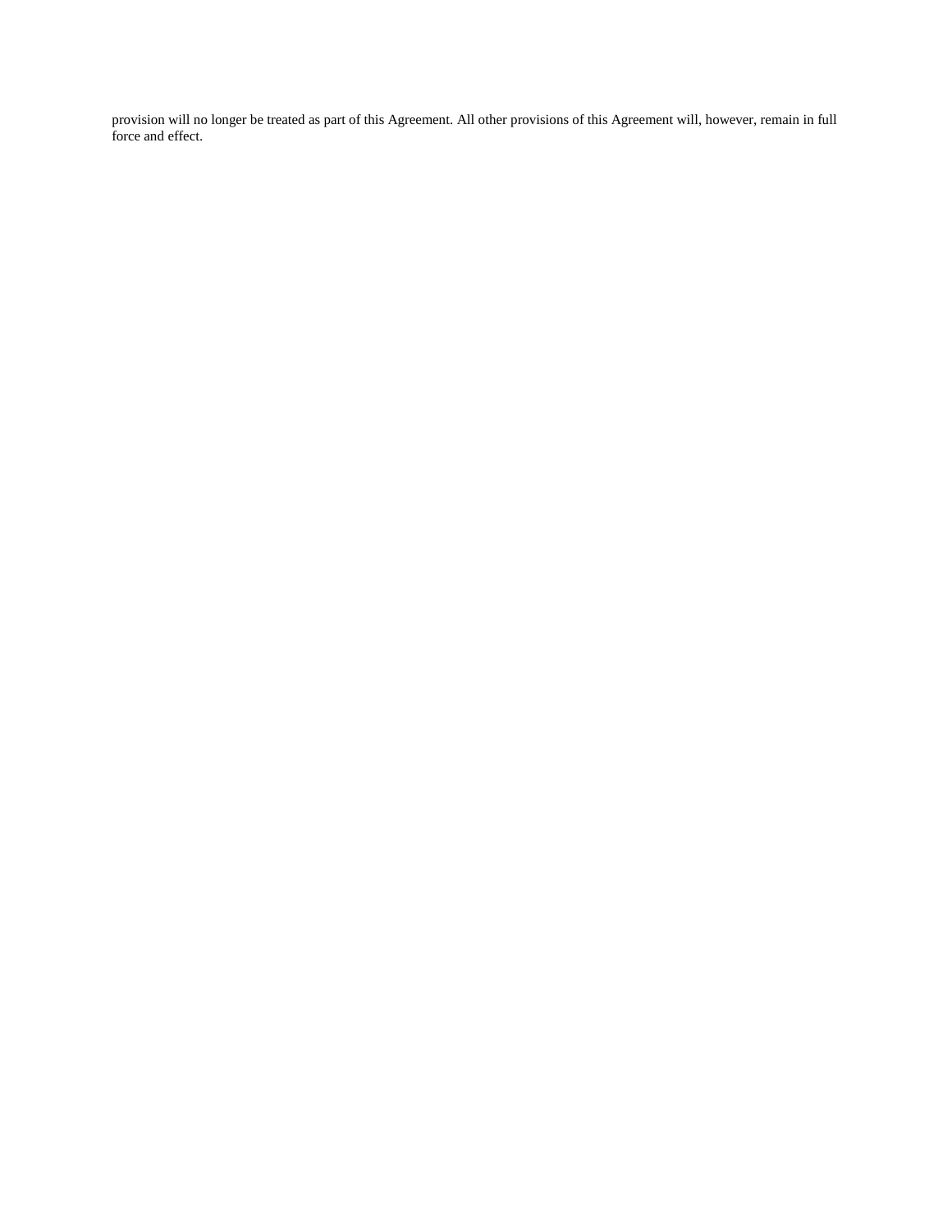provision will no longer be treated as part of this Agreement. All other provisions of this Agreement will, however, remain in full force and effect.